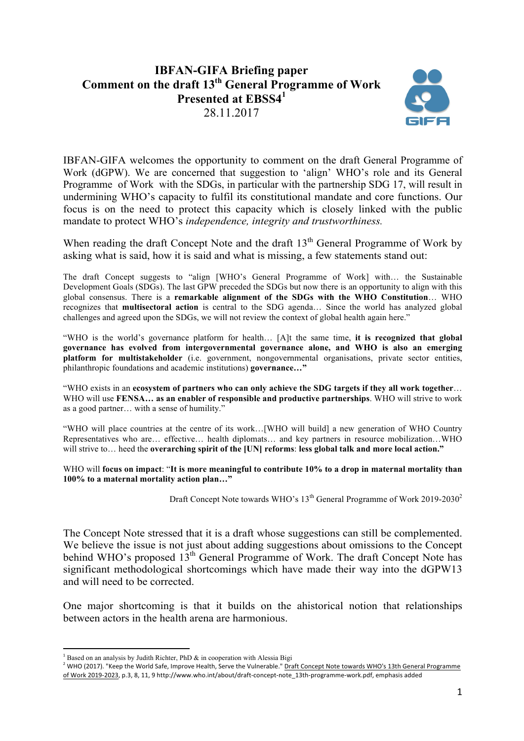# IBFAN-GIFA Briefing paper
## Comment on the draft 13th General Programme of Work
## Presented at EBSS4[1]
28.11.2017

IBFAN-GIFA welcomes the opportunity to comment on the draft General Programme of Work (dGPW). We are concerned that suggestion to 'align' WHO's role and its General Programme of Work with the SDGs, in particular with the partnership SDG 17, will result in undermining WHO's capacity to fulfil its constitutional mandate and core functions. Our focus is on the need to protect this capacity which is closely linked with the public mandate to protect WHO's *independence, integrity and trustworthiness.*

When reading the draft Concept Note and the draft 13th General Programme of Work by asking what is said, how it is said and what is missing, a few statements stand out:

The draft Concept suggests to "align [WHO's General Programme of Work] with… the Sustainable Development Goals (SDGs). The last GPW preceded the SDGs but now there is an opportunity to align with this global consensus. There is a **remarkable alignment of the SDGs with the WHO Constitution**… WHO recognizes that **multisectoral action** is central to the SDG agenda… Since the world has analyzed global challenges and agreed upon the SDGs, we will not review the context of global health again here."

"WHO is the world's governance platform for health… [A]t the same time, **it is recognized that global governance has evolved from intergovernmental governance alone, and WHO is also an emerging platform for multistakeholder** (i.e. government, nongovernmental organisations, private sector entities, philanthropic foundations and academic institutions) **governance…"**

"WHO exists in an **ecosystem of partners who can only achieve the SDG targets if they all work together**… WHO will use **FENSA… as an enabler of responsible and productive partnerships**. WHO will strive to work as a good partner… with a sense of humility."

"WHO will place countries at the centre of its work…[WHO will build] a new generation of WHO Country Representatives who are… effective… health diplomats… and key partners in resource mobilization…WHO will strive to… heed the **overarching spirit of the [UN] reforms**: **less global talk and more local action."**

WHO will **focus on impact**: "**It is more meaningful to contribute 10% to a drop in maternal mortality than 100% to a maternal mortality action plan…"**

Draft Concept Note towards WHO's 13th General Programme of Work 2019-2030[2]

The Concept Note stressed that it is a draft whose suggestions can still be complemented. We believe the issue is not just about adding suggestions about omissions to the Concept behind WHO's proposed 13th General Programme of Work. The draft Concept Note has significant methodological shortcomings which have made their way into the dGPW13 and will need to be corrected.

One major shortcoming is that it builds on the ahistorical notion that relationships between actors in the health arena are harmonious.

---

[1] Based on an analysis by Judith Richter, PhD & in cooperation with Alessia Bigi

[2] WHO (2017). "Keep the World Safe, Improve Health, Serve the Vulnerable." Draft Concept Note towards WHO's 13th General Programme of Work 2019-2023, p.3, 8, 11, 9 http://www.who.int/about/draft-concept-note_13th-programme-work.pdf, emphasis added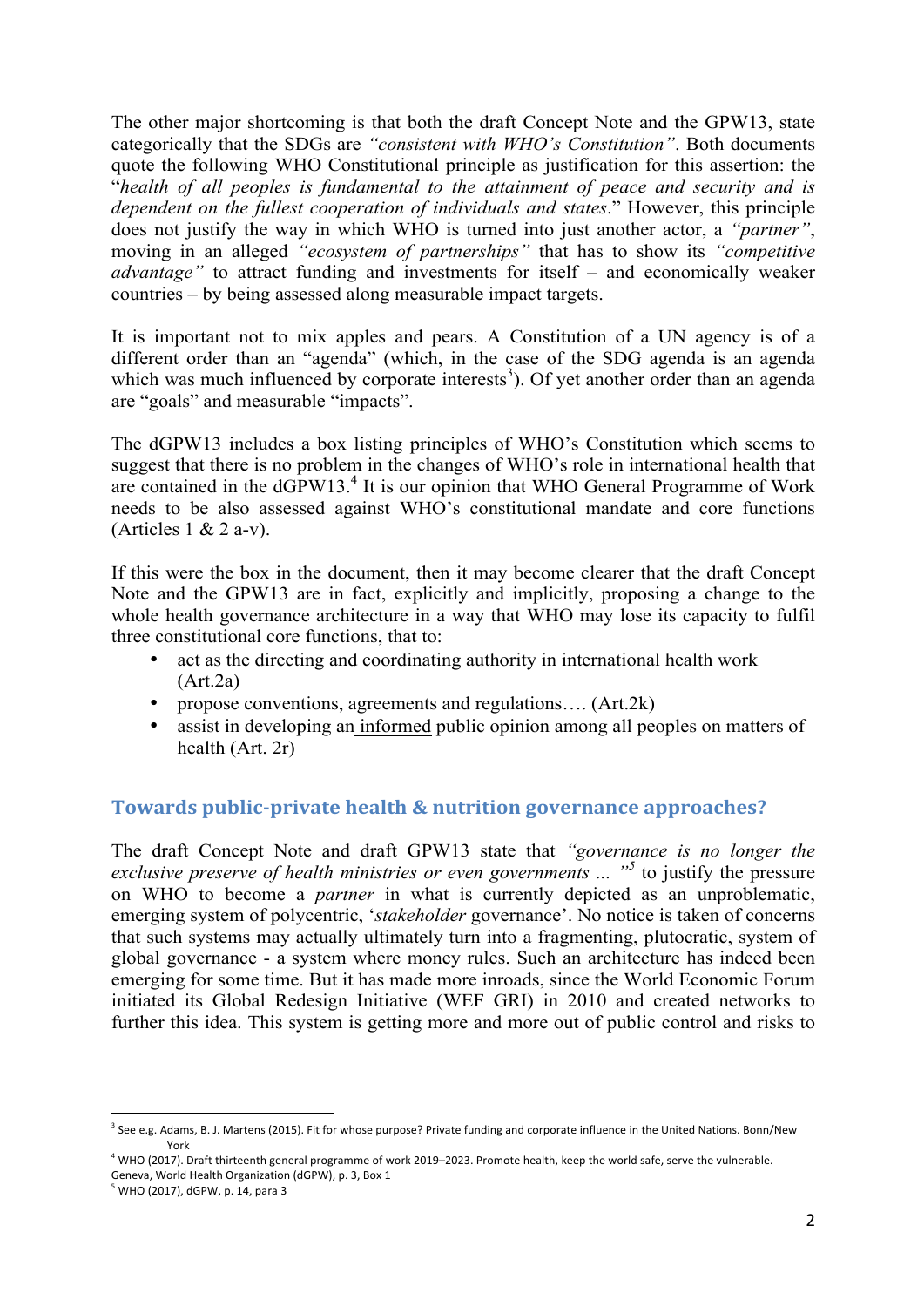The other major shortcoming is that both the draft Concept Note and the GPW13, state categorically that the SDGs are *"consistent with WHO's Constitution"*. Both documents quote the following WHO Constitutional principle as justification for this assertion: the "*health of all peoples is fundamental to the attainment of peace and security and is dependent on the fullest cooperation of individuals and states*." However, this principle does not justify the way in which WHO is turned into just another actor, a *"partner"*, moving in an alleged *"ecosystem of partnerships"* that has to show its *"competitive advantage"* to attract funding and investments for itself – and economically weaker countries – by being assessed along measurable impact targets.

It is important not to mix apples and pears. A Constitution of a UN agency is of a different order than an "agenda" (which, in the case of the SDG agenda is an agenda which was much influenced by corporate interests[3]). Of yet another order than an agenda are "goals" and measurable "impacts".

The dGPW13 includes a box listing principles of WHO's Constitution which seems to suggest that there is no problem in the changes of WHO's role in international health that are contained in the dGPW13.[4] It is our opinion that WHO General Programme of Work needs to be also assessed against WHO's constitutional mandate and core functions (Articles 1 & 2 a-v).

If this were the box in the document, then it may become clearer that the draft Concept Note and the GPW13 are in fact, explicitly and implicitly, proposing a change to the whole health governance architecture in a way that WHO may lose its capacity to fulfil three constitutional core functions, that to:

- act as the directing and coordinating authority in international health work (Art.2a)
- propose conventions, agreements and regulations…. (Art.2k)
- assist in developing an informed public opinion among all peoples on matters of health (Art. 2r)

## Towards public-private health & nutrition governance approaches?

The draft Concept Note and draft GPW13 state that *"governance is no longer the exclusive preserve of health ministries or even governments ... "*[5] to justify the pressure on WHO to become a *partner* in what is currently depicted as an unproblematic, emerging system of polycentric, '*stakeholder* governance'. No notice is taken of concerns that such systems may actually ultimately turn into a fragmenting, plutocratic, system of global governance - a system where money rules. Such an architecture has indeed been emerging for some time. But it has made more inroads, since the World Economic Forum initiated its Global Redesign Initiative (WEF GRI) in 2010 and created networks to further this idea. This system is getting more and more out of public control and risks to

---

[3] See e.g. Adams, B. J. Martens (2015). Fit for whose purpose? Private funding and corporate influence in the United Nations. Bonn/New York

[4] WHO (2017). Draft thirteenth general programme of work 2019–2023. Promote health, keep the world safe, serve the vulnerable. Geneva, World Health Organization (dGPW), p. 3, Box 1

[5] WHO (2017), dGPW, p. 14, para 3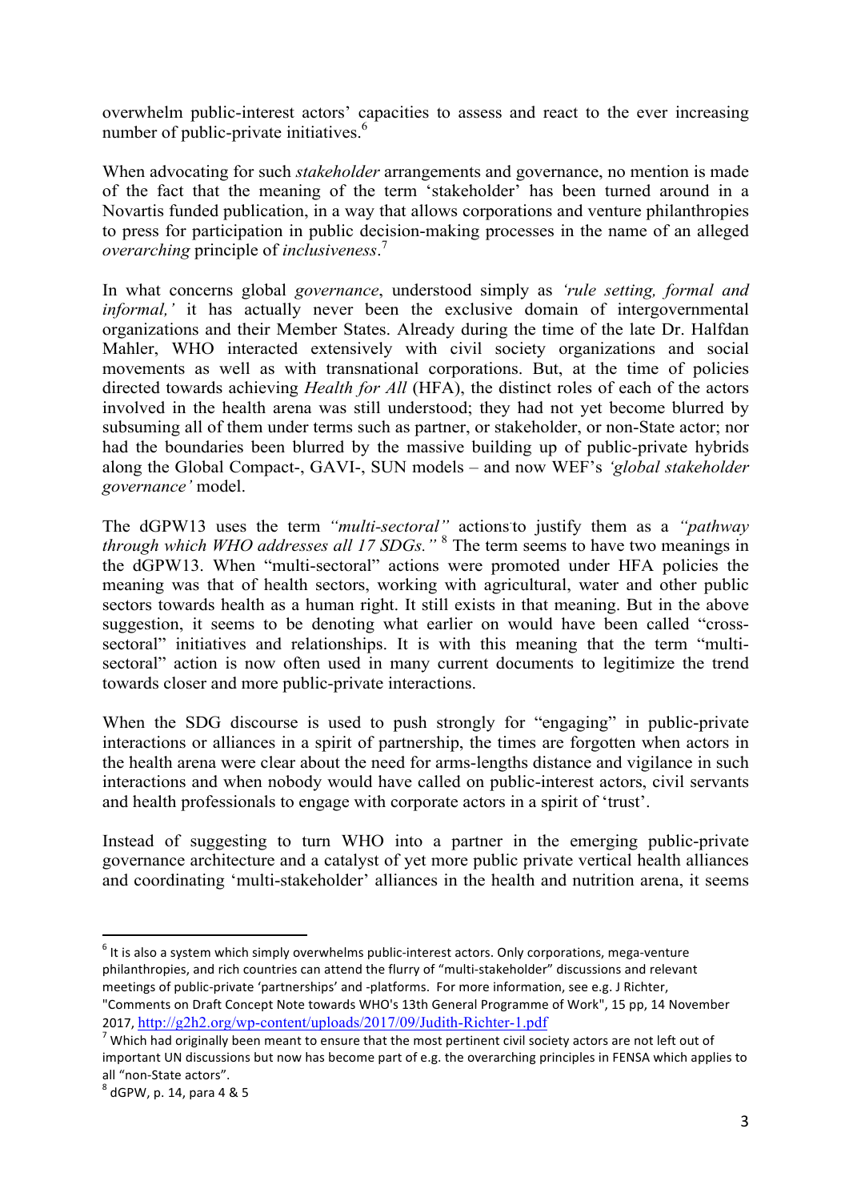overwhelm public-interest actors' capacities to assess and react to the ever increasing number of public-private initiatives.[6]

When advocating for such *stakeholder* arrangements and governance, no mention is made of the fact that the meaning of the term 'stakeholder' has been turned around in a Novartis funded publication, in a way that allows corporations and venture philanthropies to press for participation in public decision-making processes in the name of an alleged *overarching* principle of *inclusiveness*.[7]

In what concerns global *governance*, understood simply as *'rule setting, formal and informal,'* it has actually never been the exclusive domain of intergovernmental organizations and their Member States. Already during the time of the late Dr. Halfdan Mahler, WHO interacted extensively with civil society organizations and social movements as well as with transnational corporations. But, at the time of policies directed towards achieving *Health for All* (HFA), the distinct roles of each of the actors involved in the health arena was still understood; they had not yet become blurred by subsuming all of them under terms such as partner, or stakeholder, or non-State actor; nor had the boundaries been blurred by the massive building up of public-private hybrids along the Global Compact-, GAVI-, SUN models – and now WEF's *'global stakeholder governance'* model.

The dGPW13 uses the term *"multi-sectoral"* actions to justify them as a *"pathway through which WHO addresses all 17 SDGs."* [8] The term seems to have two meanings in the dGPW13. When "multi-sectoral" actions were promoted under HFA policies the meaning was that of health sectors, working with agricultural, water and other public sectors towards health as a human right. It still exists in that meaning. But in the above suggestion, it seems to be denoting what earlier on would have been called "cross-sectoral" initiatives and relationships. It is with this meaning that the term "multi-sectoral" action is now often used in many current documents to legitimize the trend towards closer and more public-private interactions.

When the SDG discourse is used to push strongly for "engaging" in public-private interactions or alliances in a spirit of partnership, the times are forgotten when actors in the health arena were clear about the need for arms-lengths distance and vigilance in such interactions and when nobody would have called on public-interest actors, civil servants and health professionals to engage with corporate actors in a spirit of 'trust'.

Instead of suggesting to turn WHO into a partner in the emerging public-private governance architecture and a catalyst of yet more public private vertical health alliances and coordinating 'multi-stakeholder' alliances in the health and nutrition arena, it seems

---

[6] It is also a system which simply overwhelms public-interest actors. Only corporations, mega-venture philanthropies, and rich countries can attend the flurry of "multi-stakeholder" discussions and relevant meetings of public-private 'partnerships' and -platforms. For more information, see e.g. J Richter, "Comments on Draft Concept Note towards WHO's 13th General Programme of Work", 15 pp, 14 November 2017, http://g2h2.org/wp-content/uploads/2017/09/Judith-Richter-1.pdf

[7] Which had originally been meant to ensure that the most pertinent civil society actors are not left out of important UN discussions but now has become part of e.g. the overarching principles in FENSA which applies to all "non-State actors".

[8] dGPW, p. 14, para 4 & 5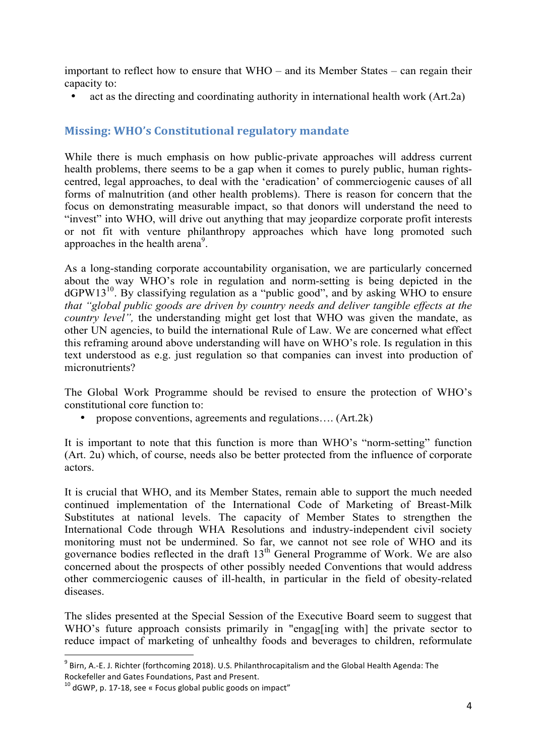important to reflect how to ensure that WHO – and its Member States – can regain their capacity to:

- act as the directing and coordinating authority in international health work (Art.2a)

## Missing: WHO's Constitutional regulatory mandate

While there is much emphasis on how public-private approaches will address current health problems, there seems to be a gap when it comes to purely public, human rights-centred, legal approaches, to deal with the 'eradication' of commerciogenic causes of all forms of malnutrition (and other health problems). There is reason for concern that the focus on demonstrating measurable impact, so that donors will understand the need to "invest" into WHO, will drive out anything that may jeopardize corporate profit interests or not fit with venture philanthropy approaches which have long promoted such approaches in the health arena[9].

As a long-standing corporate accountability organisation, we are particularly concerned about the way WHO's role in regulation and norm-setting is being depicted in the dGPW13[10]. By classifying regulation as a "public good", and by asking WHO to ensure *that "global public goods are driven by country needs and deliver tangible effects at the country level",* the understanding might get lost that WHO was given the mandate, as other UN agencies, to build the international Rule of Law. We are concerned what effect this reframing around above understanding will have on WHO's role. Is regulation in this text understood as e.g. just regulation so that companies can invest into production of micronutrients?

The Global Work Programme should be revised to ensure the protection of WHO's constitutional core function to:

- propose conventions, agreements and regulations…. (Art.2k)

It is important to note that this function is more than WHO's "norm-setting" function (Art. 2u) which, of course, needs also be better protected from the influence of corporate actors.

It is crucial that WHO, and its Member States, remain able to support the much needed continued implementation of the International Code of Marketing of Breast-Milk Substitutes at national levels. The capacity of Member States to strengthen the International Code through WHA Resolutions and industry-independent civil society monitoring must not be undermined. So far, we cannot not see role of WHO and its governance bodies reflected in the draft 13th General Programme of Work. We are also concerned about the prospects of other possibly needed Conventions that would address other commerciogenic causes of ill-health, in particular in the field of obesity-related diseases.

The slides presented at the Special Session of the Executive Board seem to suggest that WHO's future approach consists primarily in "engag[ing with] the private sector to reduce impact of marketing of unhealthy foods and beverages to children, reformulate

---

[9] Birn, A.-E. J. Richter (forthcoming 2018). U.S. Philanthrocapitalism and the Global Health Agenda: The Rockefeller and Gates Foundations, Past and Present.

[10] dGWP, p. 17-18, see « Focus global public goods on impact"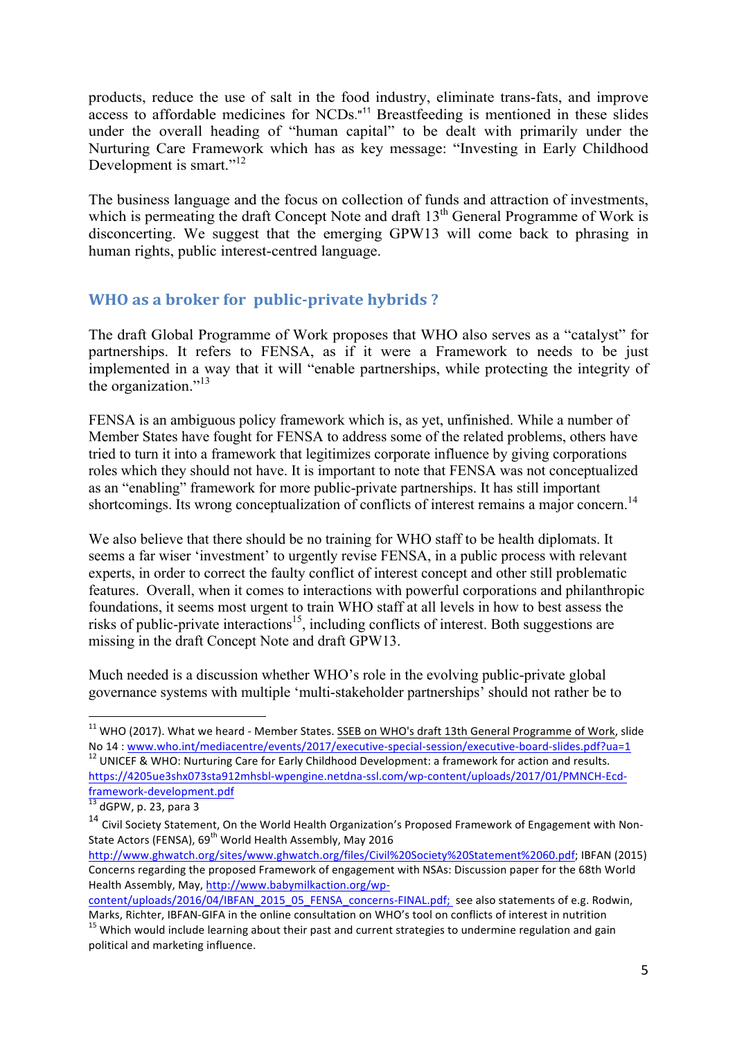products, reduce the use of salt in the food industry, eliminate trans-fats, and improve access to affordable medicines for NCDs."[11] Breastfeeding is mentioned in these slides under the overall heading of "human capital" to be dealt with primarily under the Nurturing Care Framework which has as key message: "Investing in Early Childhood Development is smart."[12]

The business language and the focus on collection of funds and attraction of investments, which is permeating the draft Concept Note and draft 13th General Programme of Work is disconcerting. We suggest that the emerging GPW13 will come back to phrasing in human rights, public interest-centred language.

## WHO as a broker for public-private hybrids ?

The draft Global Programme of Work proposes that WHO also serves as a "catalyst" for partnerships. It refers to FENSA, as if it were a Framework to needs to be just implemented in a way that it will "enable partnerships, while protecting the integrity of the organization."[13]

FENSA is an ambiguous policy framework which is, as yet, unfinished. While a number of Member States have fought for FENSA to address some of the related problems, others have tried to turn it into a framework that legitimizes corporate influence by giving corporations roles which they should not have. It is important to note that FENSA was not conceptualized as an "enabling" framework for more public-private partnerships. It has still important shortcomings. Its wrong conceptualization of conflicts of interest remains a major concern.[14]

We also believe that there should be no training for WHO staff to be health diplomats. It seems a far wiser 'investment' to urgently revise FENSA, in a public process with relevant experts, in order to correct the faulty conflict of interest concept and other still problematic features. Overall, when it comes to interactions with powerful corporations and philanthropic foundations, it seems most urgent to train WHO staff at all levels in how to best assess the risks of public-private interactions[15], including conflicts of interest. Both suggestions are missing in the draft Concept Note and draft GPW13.

Much needed is a discussion whether WHO's role in the evolving public-private global governance systems with multiple 'multi-stakeholder partnerships' should not rather be to

---

[11] WHO (2017). What we heard - Member States. SSEB on WHO's draft 13th General Programme of Work, slide No 14 : www.who.int/mediacentre/events/2017/executive-special-session/executive-board-slides.pdf?ua=1

[12] UNICEF & WHO: Nurturing Care for Early Childhood Development: a framework for action and results. https://4205ue3shx073sta912mhsbl-wpengine.netdna-ssl.com/wp-content/uploads/2017/01/PMNCH-Ecd-framework-development.pdf

[13] dGPW, p. 23, para 3

[14] Civil Society Statement, On the World Health Organization's Proposed Framework of Engagement with Non-State Actors (FENSA), 69th World Health Assembly, May 2016 http://www.ghwatch.org/sites/www.ghwatch.org/files/Civil%20Society%20Statement%2060.pdf; IBFAN (2015) Concerns regarding the proposed Framework of engagement with NSAs: Discussion paper for the 68th World Health Assembly, May, http://www.babymilkaction.org/wp-content/uploads/2016/04/IBFAN_2015_05_FENSA_concerns-FINAL.pdf; see also statements of e.g. Rodwin, Marks, Richter, IBFAN-GIFA in the online consultation on WHO's tool on conflicts of interest in nutrition

[15] Which would include learning about their past and current strategies to undermine regulation and gain political and marketing influence.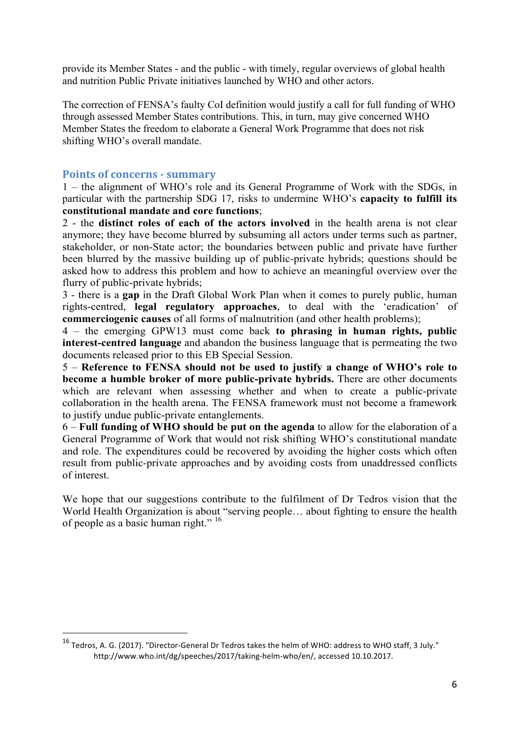provide its Member States - and the public - with timely, regular overviews of global health and nutrition Public Private initiatives launched by WHO and other actors.

The correction of FENSA's faulty CoI definition would justify a call for full funding of WHO through assessed Member States contributions. This, in turn, may give concerned WHO Member States the freedom to elaborate a General Work Programme that does not risk shifting WHO's overall mandate.

## Points of concerns - summary

1 – the alignment of WHO's role and its General Programme of Work with the SDGs, in particular with the partnership SDG 17, risks to undermine WHO's **capacity to fulfill its constitutional mandate and core functions**;

2 - the **distinct roles of each of the actors involved** in the health arena is not clear anymore; they have become blurred by subsuming all actors under terms such as partner, stakeholder, or non-State actor; the boundaries between public and private have further been blurred by the massive building up of public-private hybrids; questions should be asked how to address this problem and how to achieve an meaningful overview over the flurry of public-private hybrids;

3 - there is a **gap** in the Draft Global Work Plan when it comes to purely public, human rights-centred, **legal regulatory approaches**, to deal with the 'eradication' of **commerciogenic causes** of all forms of malnutrition (and other health problems);

4 – the emerging GPW13 must come back **to phrasing in human rights, public interest-centred language** and abandon the business language that is permeating the two documents released prior to this EB Special Session.

5 – **Reference to FENSA should not be used to justify a change of WHO's role to become a humble broker of more public-private hybrids.** There are other documents which are relevant when assessing whether and when to create a public-private collaboration in the health arena. The FENSA framework must not become a framework to justify undue public-private entanglements.

6 – **Full funding of WHO should be put on the agenda** to allow for the elaboration of a General Programme of Work that would not risk shifting WHO's constitutional mandate and role. The expenditures could be recovered by avoiding the higher costs which often result from public-private approaches and by avoiding costs from unaddressed conflicts of interest.

We hope that our suggestions contribute to the fulfilment of Dr Tedros vision that the World Health Organization is about "serving people… about fighting to ensure the health of people as a basic human right." [16]

---

[16] Tedros, A. G. (2017). "Director-General Dr Tedros takes the helm of WHO: address to WHO staff, 3 July." http://www.who.int/dg/speeches/2017/taking-helm-who/en/, accessed 10.10.2017.